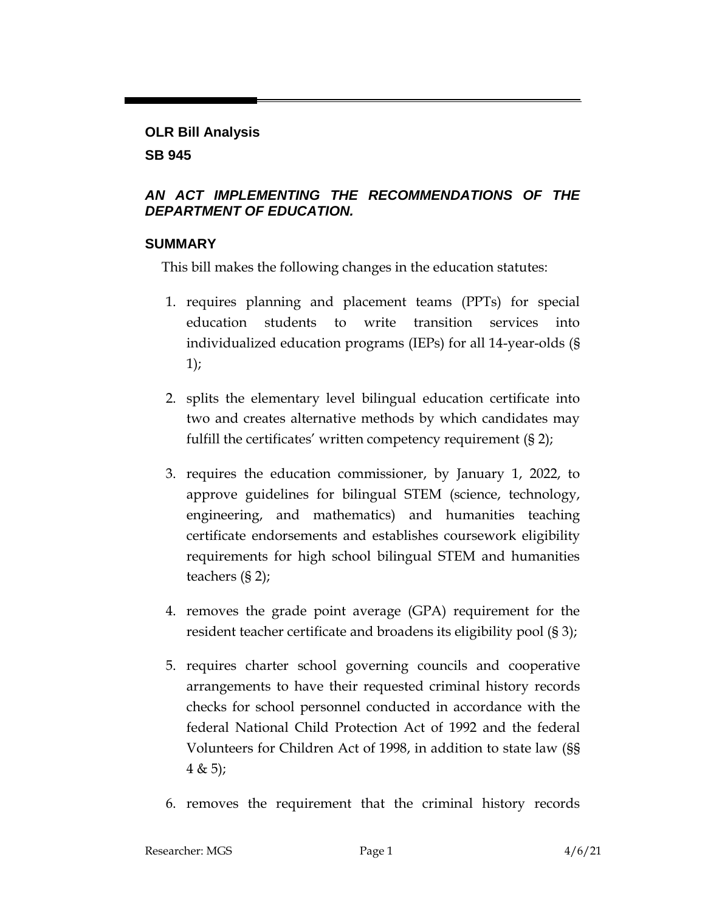## OLR Bill Analysis

## SB 945

### *AN ACT IMPLEMENTING THE RECOMMENDATIONS OF THE DEPARTMENT OF EDUCATION.*

### SUMMARY

This bill makes the following changes in the education statutes:

1. requires planning and placement teams (PPTs) for special education students to write transition services into individualized education programs (IEPs) for all 14-year-olds (§ 1);

2. splits the elementary level bilingual education certificate into two and creates alternative methods by which candidates may fulfill the certificates' written competency requirement (§ 2);

3. requires the education commissioner, by January 1, 2022, to approve guidelines for bilingual STEM (science, technology, engineering, and mathematics) and humanities teaching certificate endorsements and establishes coursework eligibility requirements for high school bilingual STEM and humanities teachers (§ 2);

4. removes the grade point average (GPA) requirement for the resident teacher certificate and broadens its eligibility pool (§ 3);

5. requires charter school governing councils and cooperative arrangements to have their requested criminal history records checks for school personnel conducted in accordance with the federal National Child Protection Act of 1992 and the federal Volunteers for Children Act of 1998, in addition to state law (§§ 4 & 5);

6. removes the requirement that the criminal history records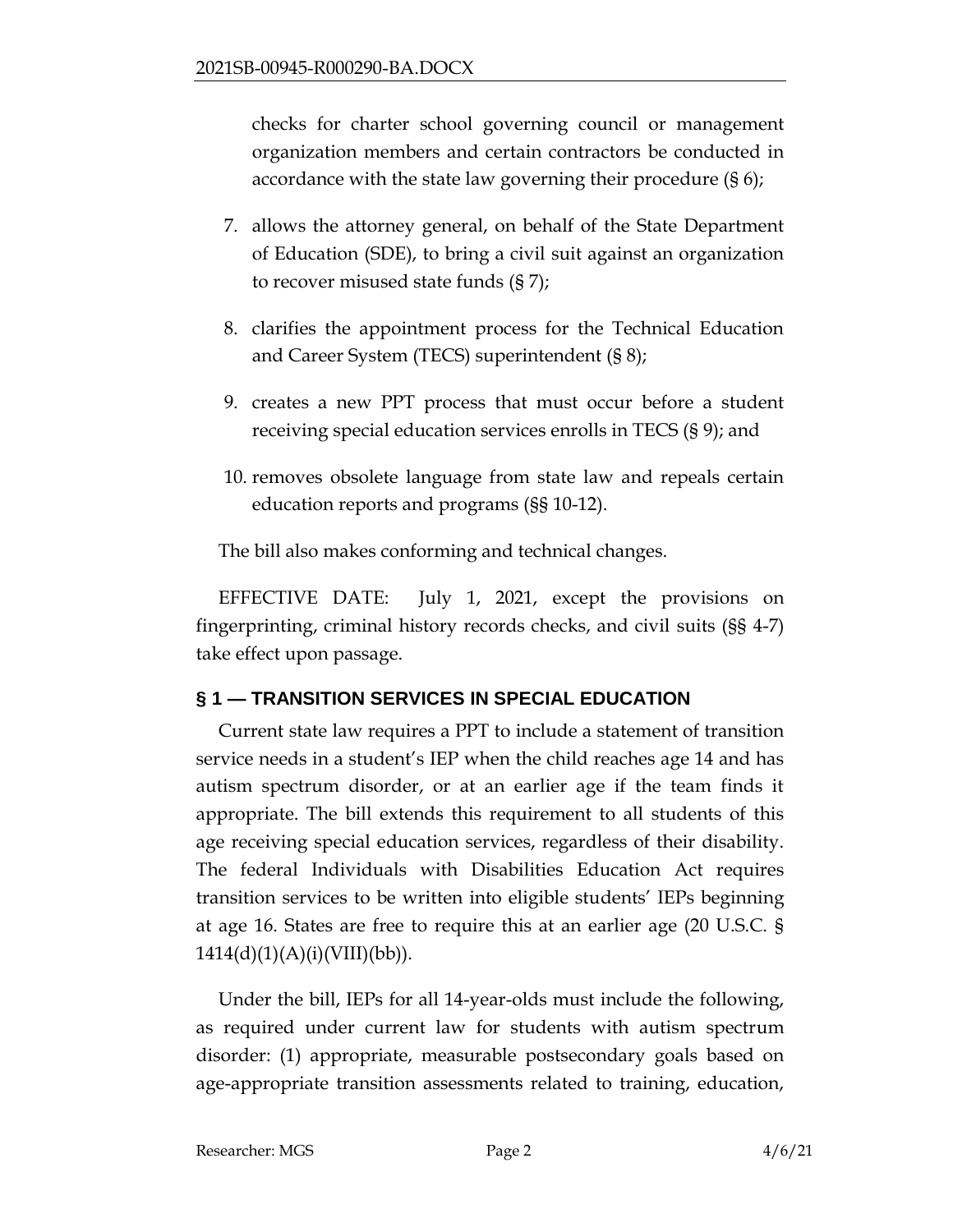checks for charter school governing council or management organization members and certain contractors be conducted in accordance with the state law governing their procedure (§ 6);

7. allows the attorney general, on behalf of the State Department of Education (SDE), to bring a civil suit against an organization to recover misused state funds (§ 7);
8. clarifies the appointment process for the Technical Education and Career System (TECS) superintendent (§ 8);
9. creates a new PPT process that must occur before a student receiving special education services enrolls in TECS (§ 9); and
10. removes obsolete language from state law and repeals certain education reports and programs (§§ 10-12).

The bill also makes conforming and technical changes.

EFFECTIVE DATE: July 1, 2021, except the provisions on fingerprinting, criminal history records checks, and civil suits (§§ 4-7) take effect upon passage.

## § 1 — TRANSITION SERVICES IN SPECIAL EDUCATION

Current state law requires a PPT to include a statement of transition service needs in a student's IEP when the child reaches age 14 and has autism spectrum disorder, or at an earlier age if the team finds it appropriate. The bill extends this requirement to all students of this age receiving special education services, regardless of their disability. The federal Individuals with Disabilities Education Act requires transition services to be written into eligible students' IEPs beginning at age 16. States are free to require this at an earlier age (20 U.S.C. § 1414(d)(1)(A)(i)(VIII)(bb)).

Under the bill, IEPs for all 14-year-olds must include the following, as required under current law for students with autism spectrum disorder: (1) appropriate, measurable postsecondary goals based on age-appropriate transition assessments related to training, education,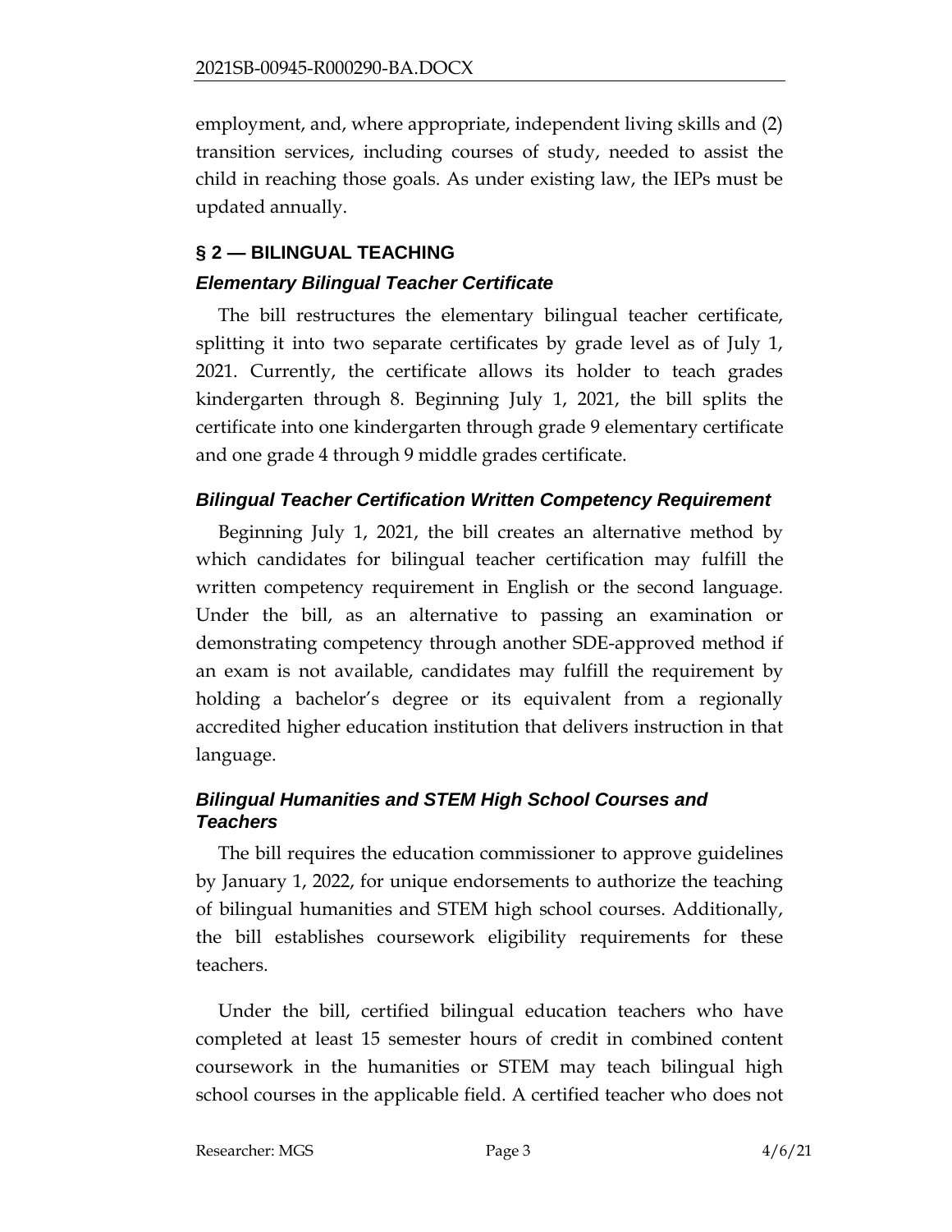employment, and, where appropriate, independent living skills and (2) transition services, including courses of study, needed to assist the child in reaching those goals. As under existing law, the IEPs must be updated annually.

## § 2 — BILINGUAL TEACHING

### *Elementary Bilingual Teacher Certificate*

The bill restructures the elementary bilingual teacher certificate, splitting it into two separate certificates by grade level as of July 1, 2021. Currently, the certificate allows its holder to teach grades kindergarten through 8. Beginning July 1, 2021, the bill splits the certificate into one kindergarten through grade 9 elementary certificate and one grade 4 through 9 middle grades certificate.

### *Bilingual Teacher Certification Written Competency Requirement*

Beginning July 1, 2021, the bill creates an alternative method by which candidates for bilingual teacher certification may fulfill the written competency requirement in English or the second language. Under the bill, as an alternative to passing an examination or demonstrating competency through another SDE-approved method if an exam is not available, candidates may fulfill the requirement by holding a bachelor's degree or its equivalent from a regionally accredited higher education institution that delivers instruction in that language.

### *Bilingual Humanities and STEM High School Courses and Teachers*

The bill requires the education commissioner to approve guidelines by January 1, 2022, for unique endorsements to authorize the teaching of bilingual humanities and STEM high school courses. Additionally, the bill establishes coursework eligibility requirements for these teachers.

Under the bill, certified bilingual education teachers who have completed at least 15 semester hours of credit in combined content coursework in the humanities or STEM may teach bilingual high school courses in the applicable field. A certified teacher who does not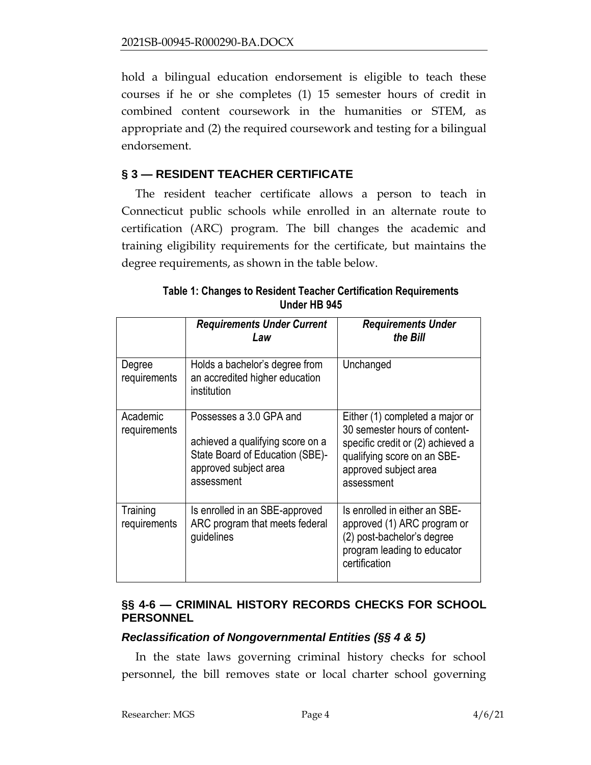hold a bilingual education endorsement is eligible to teach these courses if he or she completes (1) 15 semester hours of credit in combined content coursework in the humanities or STEM, as appropriate and (2) the required coursework and testing for a bilingual endorsement.

## § 3 — RESIDENT TEACHER CERTIFICATE

The resident teacher certificate allows a person to teach in Connecticut public schools while enrolled in an alternate route to certification (ARC) program. The bill changes the academic and training eligibility requirements for the certificate, but maintains the degree requirements, as shown in the table below.

**Table 1: Changes to Resident Teacher Certification Requirements Under HB 945**

| | ***Requirements Under Current Law*** | ***Requirements Under the Bill*** |
|---|---|---|
| Degree requirements | Holds a bachelor's degree from an accredited higher education institution | Unchanged |
| Academic requirements | Possesses a 3.0 GPA and achieved a qualifying score on a State Board of Education (SBE)-approved subject area assessment | Either (1) completed a major or 30 semester hours of content-specific credit or (2) achieved a qualifying score on an SBE-approved subject area assessment |
| Training requirements | Is enrolled in an SBE-approved ARC program that meets federal guidelines | Is enrolled in either an SBE-approved (1) ARC program or (2) post-bachelor's degree program leading to educator certification |

## §§ 4-6 — CRIMINAL HISTORY RECORDS CHECKS FOR SCHOOL PERSONNEL

### *Reclassification of Nongovernmental Entities (§§ 4 & 5)*

In the state laws governing criminal history checks for school personnel, the bill removes state or local charter school governing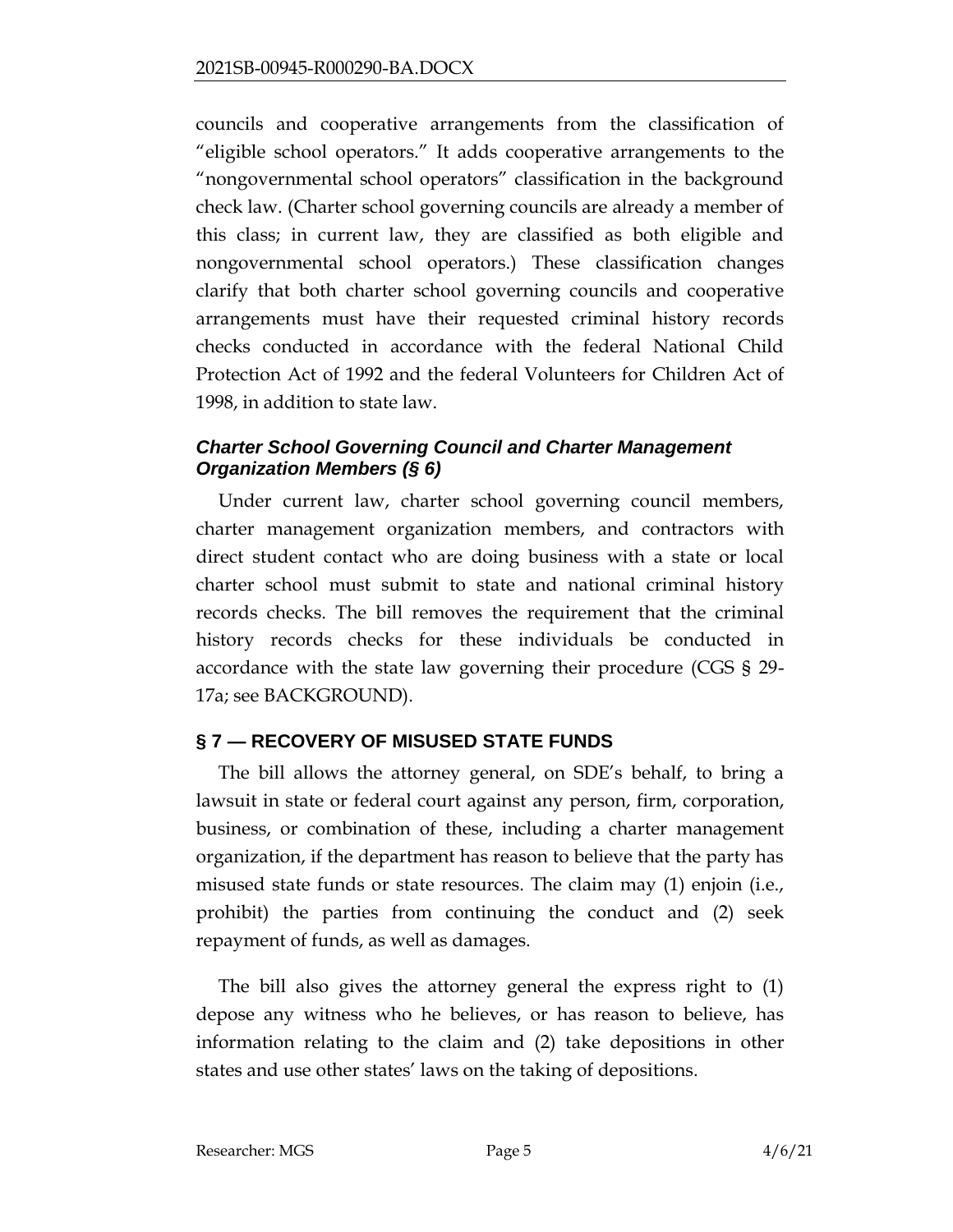councils and cooperative arrangements from the classification of "eligible school operators." It adds cooperative arrangements to the "nongovernmental school operators" classification in the background check law. (Charter school governing councils are already a member of this class; in current law, they are classified as both eligible and nongovernmental school operators.) These classification changes clarify that both charter school governing councils and cooperative arrangements must have their requested criminal history records checks conducted in accordance with the federal National Child Protection Act of 1992 and the federal Volunteers for Children Act of 1998, in addition to state law.

### *Charter School Governing Council and Charter Management Organization Members (§ 6)*

Under current law, charter school governing council members, charter management organization members, and contractors with direct student contact who are doing business with a state or local charter school must submit to state and national criminal history records checks. The bill removes the requirement that the criminal history records checks for these individuals be conducted in accordance with the state law governing their procedure (CGS § 29-17a; see BACKGROUND).

## § 7 — RECOVERY OF MISUSED STATE FUNDS

The bill allows the attorney general, on SDE's behalf, to bring a lawsuit in state or federal court against any person, firm, corporation, business, or combination of these, including a charter management organization, if the department has reason to believe that the party has misused state funds or state resources. The claim may (1) enjoin (i.e., prohibit) the parties from continuing the conduct and (2) seek repayment of funds, as well as damages.

The bill also gives the attorney general the express right to (1) depose any witness who he believes, or has reason to believe, has information relating to the claim and (2) take depositions in other states and use other states' laws on the taking of depositions.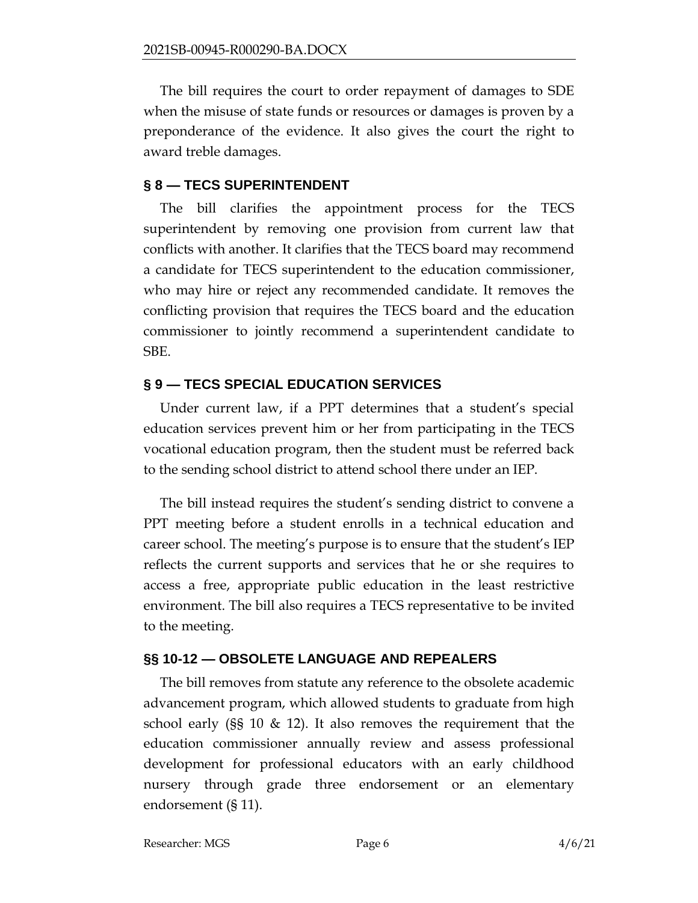The bill requires the court to order repayment of damages to SDE when the misuse of state funds or resources or damages is proven by a preponderance of the evidence. It also gives the court the right to award treble damages.

## § 8 — TECS SUPERINTENDENT

The bill clarifies the appointment process for the TECS superintendent by removing one provision from current law that conflicts with another. It clarifies that the TECS board may recommend a candidate for TECS superintendent to the education commissioner, who may hire or reject any recommended candidate. It removes the conflicting provision that requires the TECS board and the education commissioner to jointly recommend a superintendent candidate to SBE.

## § 9 — TECS SPECIAL EDUCATION SERVICES

Under current law, if a PPT determines that a student's special education services prevent him or her from participating in the TECS vocational education program, then the student must be referred back to the sending school district to attend school there under an IEP.

The bill instead requires the student's sending district to convene a PPT meeting before a student enrolls in a technical education and career school. The meeting's purpose is to ensure that the student's IEP reflects the current supports and services that he or she requires to access a free, appropriate public education in the least restrictive environment. The bill also requires a TECS representative to be invited to the meeting.

## §§ 10-12 — OBSOLETE LANGUAGE AND REPEALERS

The bill removes from statute any reference to the obsolete academic advancement program, which allowed students to graduate from high school early (§§ 10 & 12). It also removes the requirement that the education commissioner annually review and assess professional development for professional educators with an early childhood nursery through grade three endorsement or an elementary endorsement (§ 11).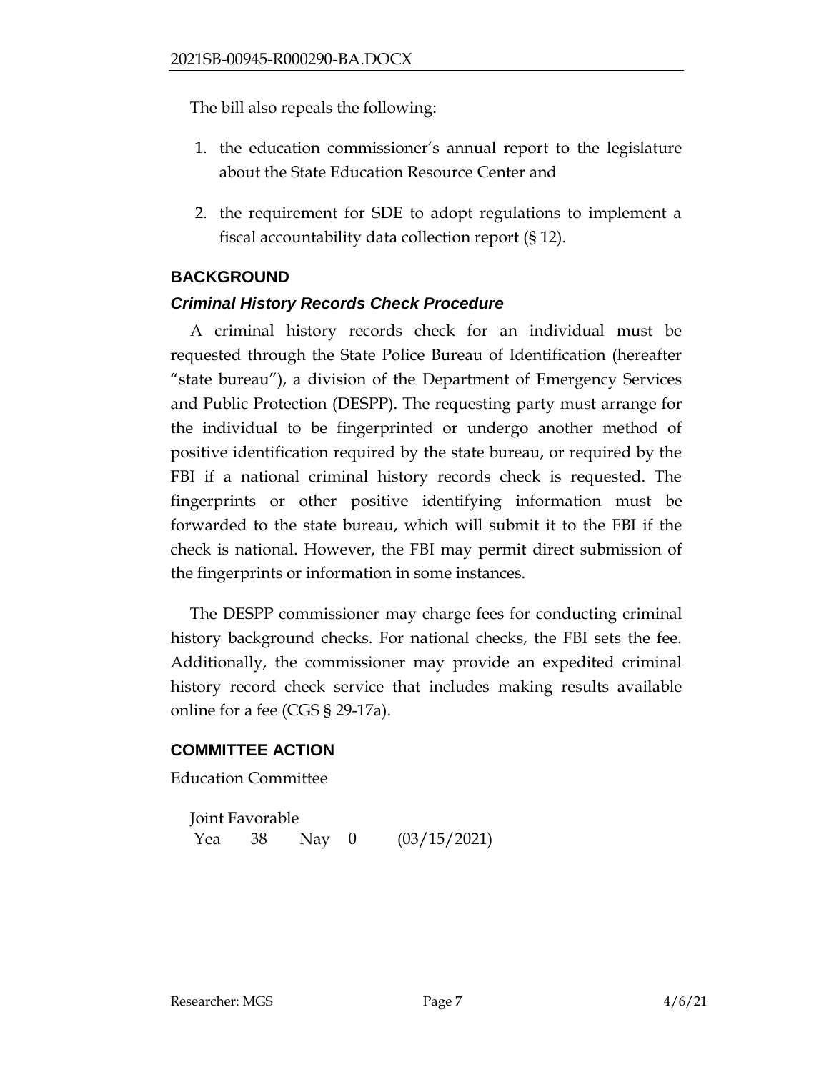The bill also repeals the following:

1. the education commissioner's annual report to the legislature about the State Education Resource Center and
2. the requirement for SDE to adopt regulations to implement a fiscal accountability data collection report (§ 12).

## BACKGROUND

### *Criminal History Records Check Procedure*

A criminal history records check for an individual must be requested through the State Police Bureau of Identification (hereafter "state bureau"), a division of the Department of Emergency Services and Public Protection (DESPP). The requesting party must arrange for the individual to be fingerprinted or undergo another method of positive identification required by the state bureau, or required by the FBI if a national criminal history records check is requested. The fingerprints or other positive identifying information must be forwarded to the state bureau, which will submit it to the FBI if the check is national. However, the FBI may permit direct submission of the fingerprints or information in some instances.

The DESPP commissioner may charge fees for conducting criminal history background checks. For national checks, the FBI sets the fee. Additionally, the commissioner may provide an expedited criminal history record check service that includes making results available online for a fee (CGS § 29-17a).

## COMMITTEE ACTION

Education Committee

Joint Favorable
Yea 38 Nay 0 (03/15/2021)